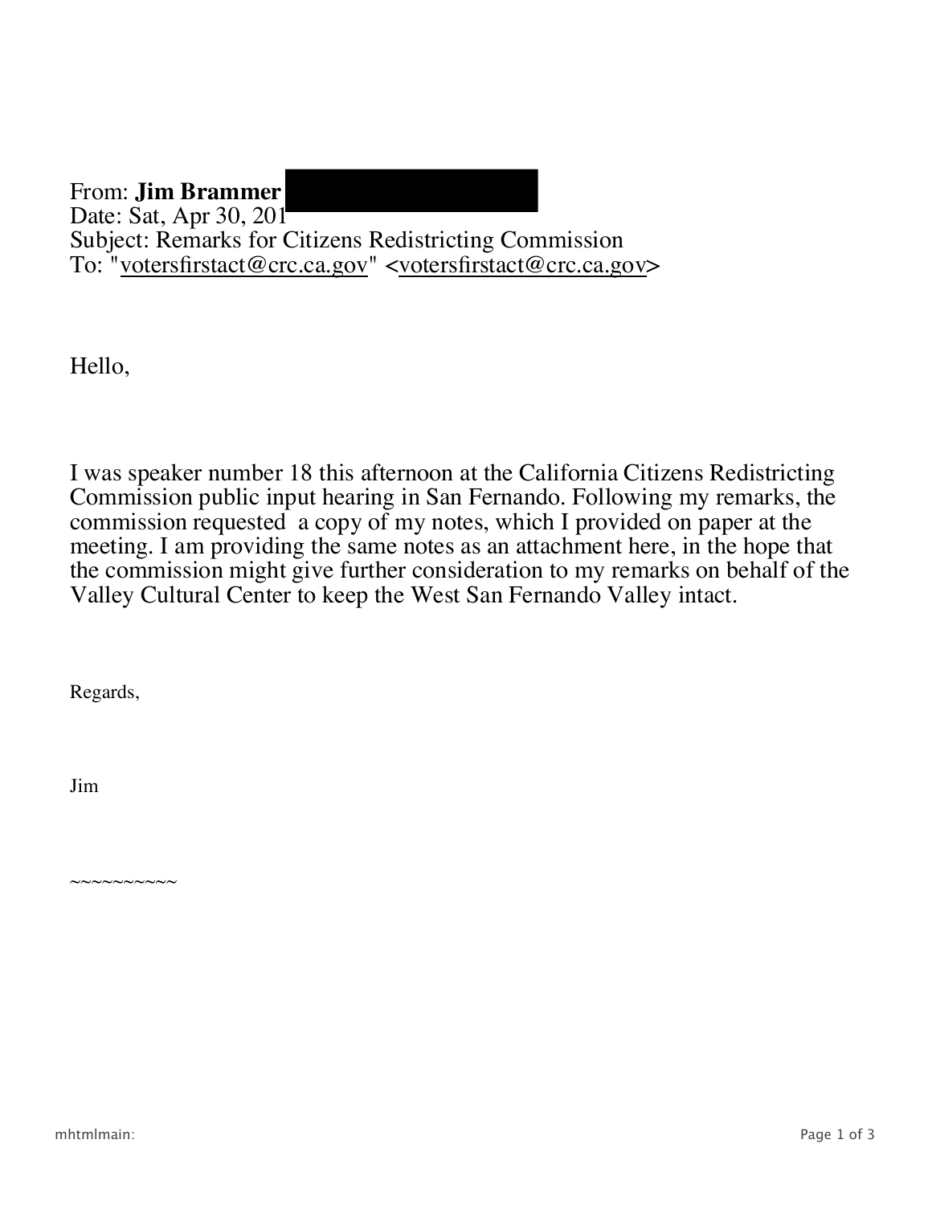From: **Jim Brammer**
Date: Sat, Apr 30, 201
Subject: Remarks for Citizens Redistricting Commission
To: "votersfirstact@crc.ca.gov" <votersfirstact@crc.ca.gov>

Hello,

I was speaker number 18 this afternoon at the California Citizens Redistricting Commission public input hearing in San Fernando. Following my remarks, the commission requested a copy of my notes, which I provided on paper at the meeting. I am providing the same notes as an attachment here, in the hope that the commission might give further consideration to my remarks on behalf of the Valley Cultural Center to keep the West San Fernando Valley intact.

Regards,

Jim

~~~~~~~~~~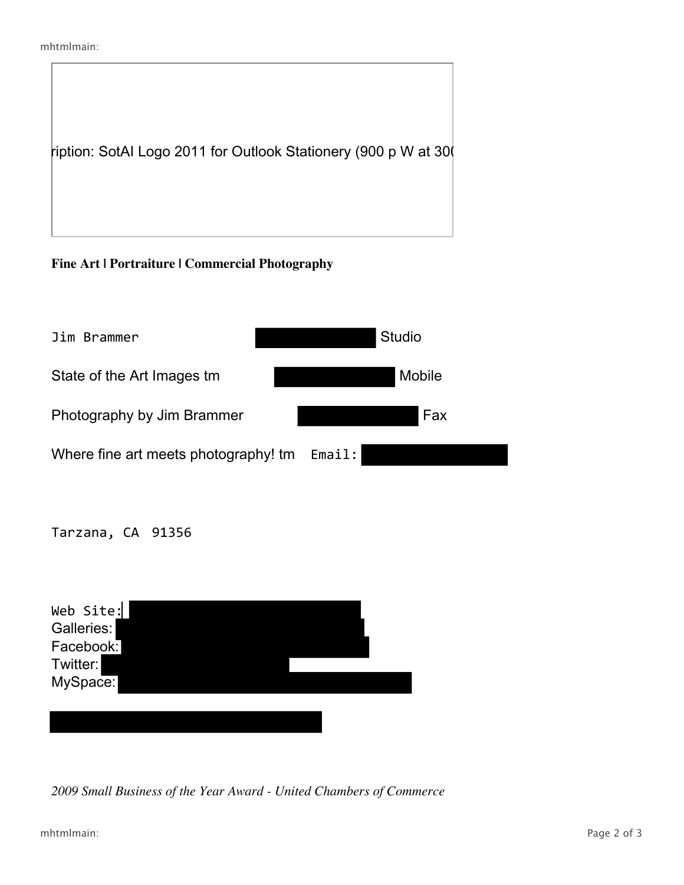ription: SotAI Logo 2011 for Outlook Stationery (900 p W at 300

**Fine Art | Portraiture | Commercial Photography**

Jim Brammer [REDACTED] Studio

State of the Art Images tm [REDACTED] Mobile

Photography by Jim Brammer [REDACTED] Fax

Where fine art meets photography! tm Email: [REDACTED]

Tarzana, CA 91356

Web Site: [REDACTED]
Galleries: [REDACTED]
Facebook: [REDACTED]
Twitter: [REDACTED]
MySpace: [REDACTED]

[REDACTED]

*2009 Small Business of the Year Award - United Chambers of Commerce*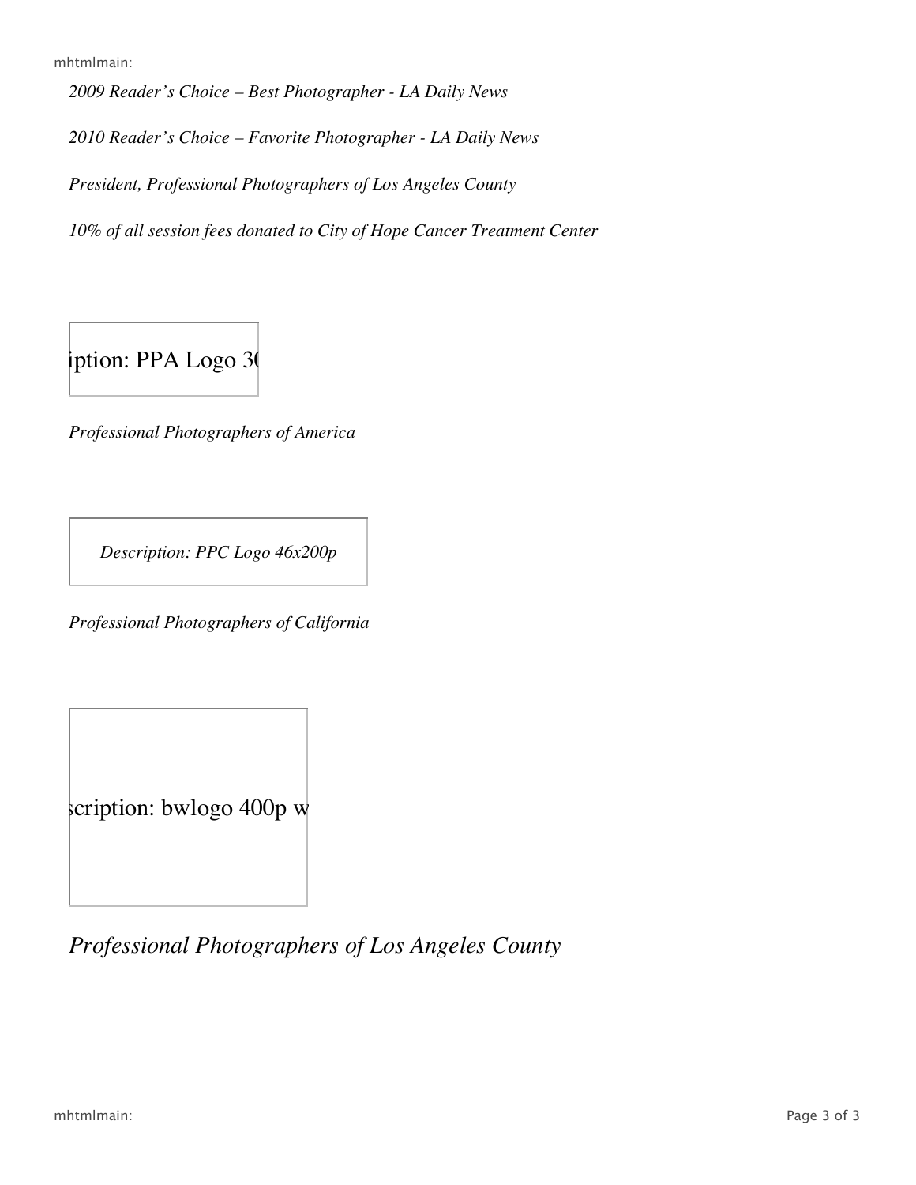*2009 Reader's Choice – Best Photographer - LA Daily News*

*2010 Reader's Choice – Favorite Photographer - LA Daily News*

*President, Professional Photographers of Los Angeles County*

*10% of all session fees donated to City of Hope Cancer Treatment Center*

iption: PPA Logo 3(

*Professional Photographers of America*

*Description: PPC Logo 46x200p*

*Professional Photographers of California*

scription: bwlogo 400p w

*Professional Photographers of Los Angeles County*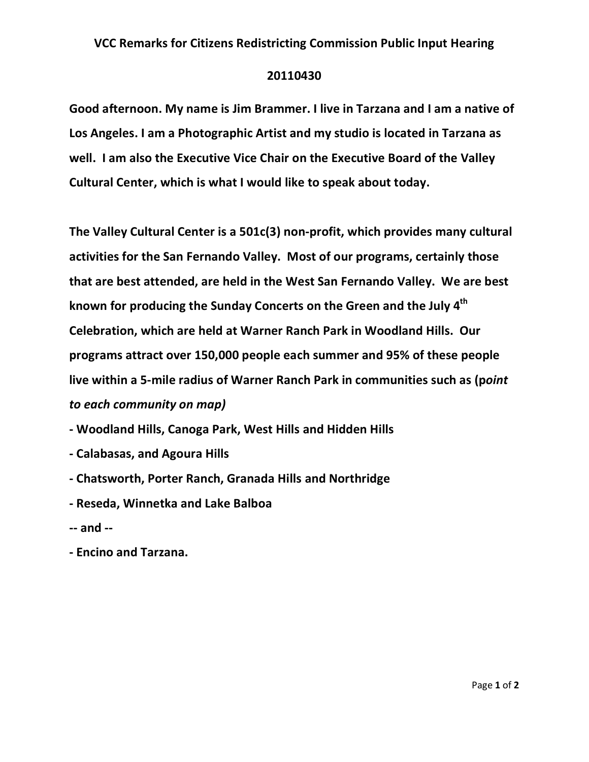# VCC Remarks for Citizens Redistricting Commission Public Input Hearing

**20110430**

**Good afternoon. My name is Jim Brammer. I live in Tarzana and I am a native of Los Angeles. I am a Photographic Artist and my studio is located in Tarzana as well. I am also the Executive Vice Chair on the Executive Board of the Valley Cultural Center, which is what I would like to speak about today.**

**The Valley Cultural Center is a 501c(3) non-profit, which provides many cultural activities for the San Fernando Valley. Most of our programs, certainly those that are best attended, are held in the West San Fernando Valley. We are best known for producing the Sunday Concerts on the Green and the July 4th Celebration, which are held at Warner Ranch Park in Woodland Hills. Our programs attract over 150,000 people each summer and 95% of these people live within a 5-mile radius of Warner Ranch Park in communities such as (p*oint to each community on map)***

**- Woodland Hills, Canoga Park, West Hills and Hidden Hills**

**- Calabasas, and Agoura Hills**

**- Chatsworth, Porter Ranch, Granada Hills and Northridge**

**- Reseda, Winnetka and Lake Balboa**

**-- and --**

**- Encino and Tarzana.**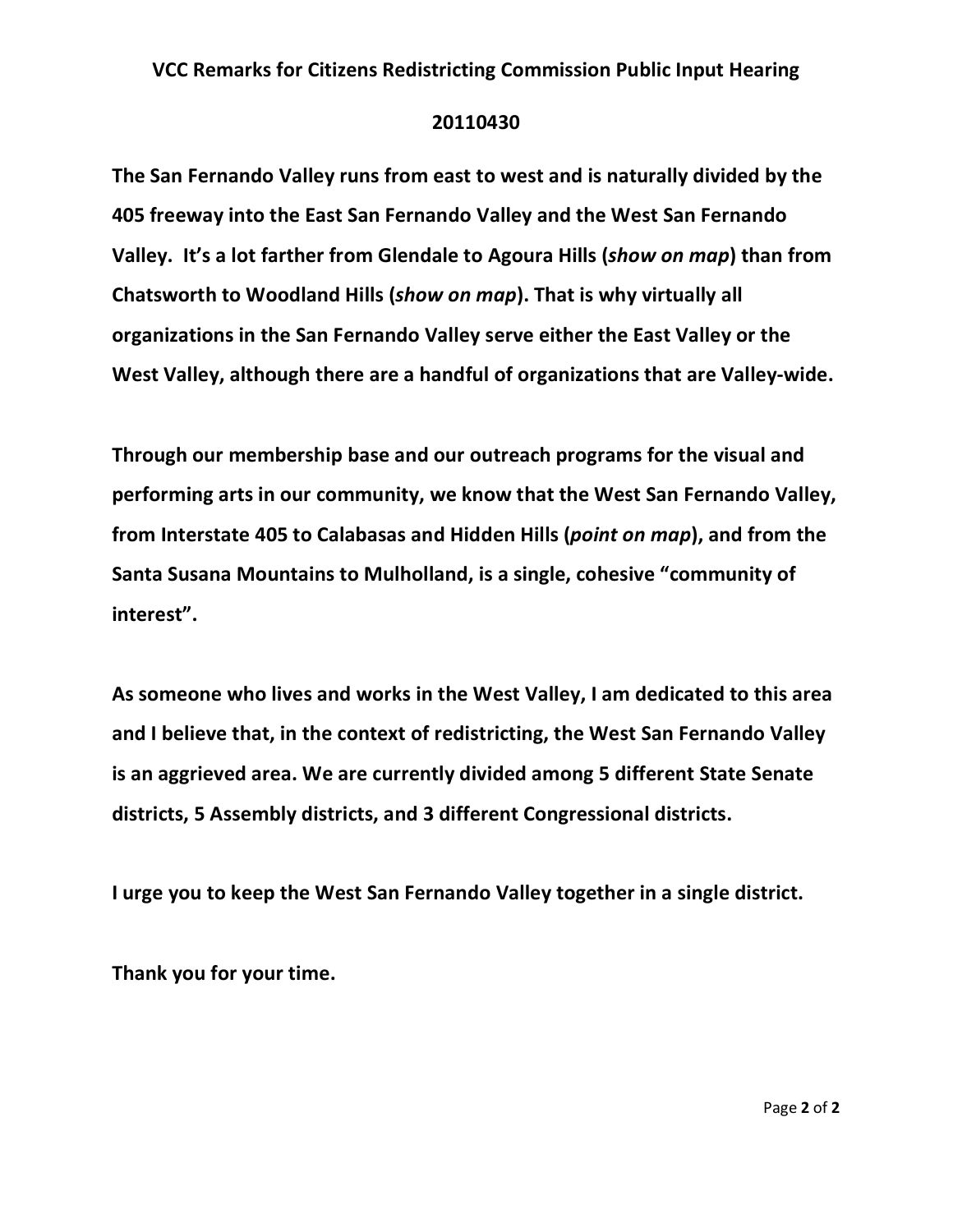**VCC Remarks for Citizens Redistricting Commission Public Input Hearing**

**20110430**

**The San Fernando Valley runs from east to west and is naturally divided by the 405 freeway into the East San Fernando Valley and the West San Fernando Valley. It's a lot farther from Glendale to Agoura Hills (*show on map*) than from Chatsworth to Woodland Hills (*show on map*). That is why virtually all organizations in the San Fernando Valley serve either the East Valley or the West Valley, although there are a handful of organizations that are Valley-wide.**

**Through our membership base and our outreach programs for the visual and performing arts in our community, we know that the West San Fernando Valley, from Interstate 405 to Calabasas and Hidden Hills (*point on map*), and from the Santa Susana Mountains to Mulholland, is a single, cohesive "community of interest".**

**As someone who lives and works in the West Valley, I am dedicated to this area and I believe that, in the context of redistricting, the West San Fernando Valley is an aggrieved area. We are currently divided among 5 different State Senate districts, 5 Assembly districts, and 3 different Congressional districts.**

**I urge you to keep the West San Fernando Valley together in a single district.**

**Thank you for your time.**